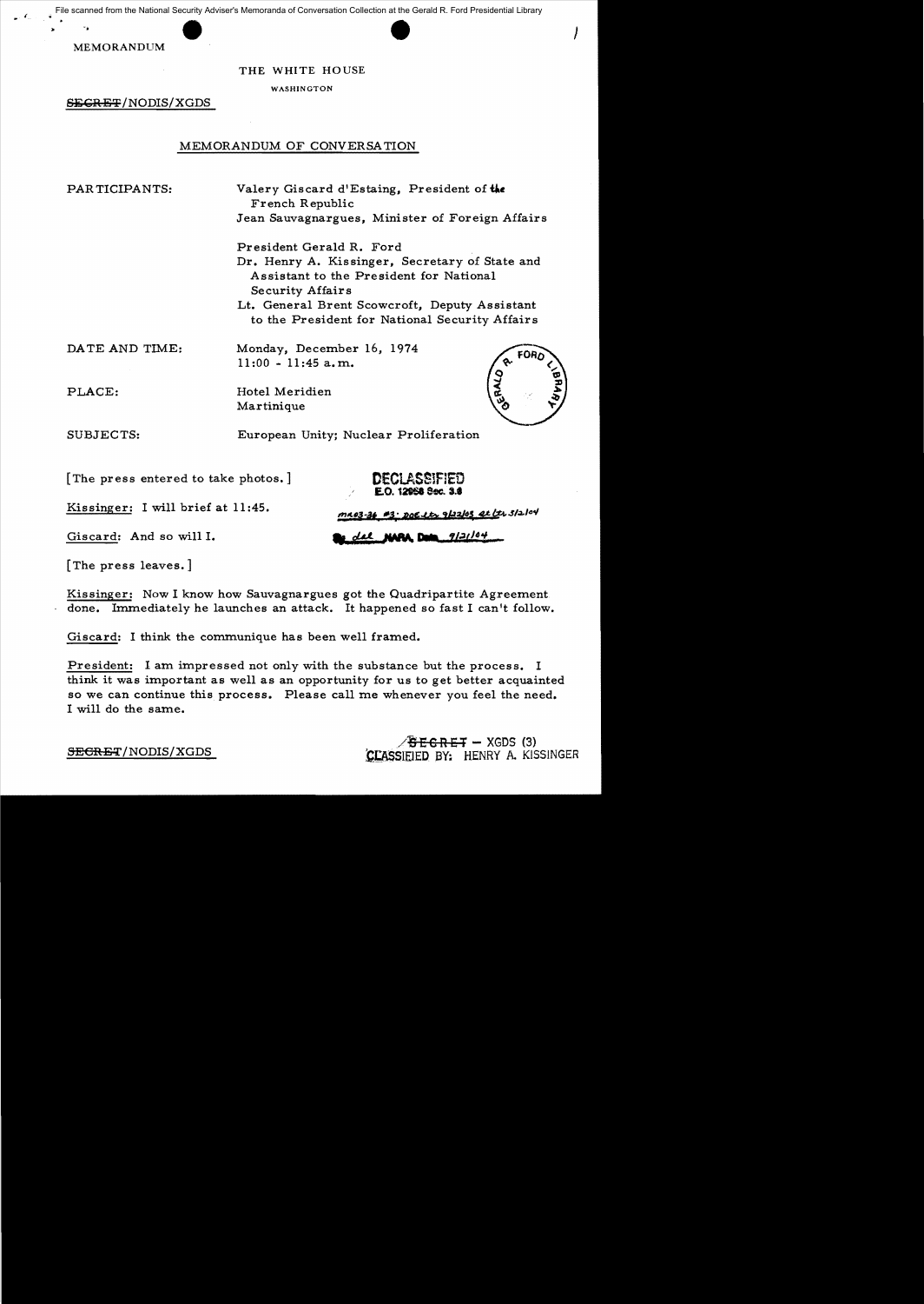File scanned from the National Security Adviser's Memoranda of Conversation Collection at the Gerald R. Ford Presidential Library

MEMORANDUM

THE WHITE HOUSE

WASHINGTON

~~SECRET~~/NODIS/XGDS

# MEMORANDUM OF CONVERSATION

PARTICIPANTS: Valery Giscard d'Estaing, President of the French Republic
Jean Sauvagnargues, Minister of Foreign Affairs

President Gerald R. Ford
Dr. Henry A. Kissinger, Secretary of State and Assistant to the President for National Security Affairs
Lt. General Brent Scowcroft, Deputy Assistant to the President for National Security Affairs

DATE AND TIME: Monday, December 16, 1974
11:00 - 11:45 a.m.

PLACE: Hotel Meridien
Martinique

SUBJECTS: European Unity; Nuclear Proliferation

DECLASSIFIED
E.O. 12958 Sec. 3.6
MR03-36 #3; DOS ltr 9/22/03 etc 5/2/04
By dal NARA Date 7/21/04

[The press entered to take photos.]

Kissinger: I will brief at 11:45.

Giscard: And so will I.

[The press leaves.]

Kissinger: Now I know how Sauvagnargues got the Quadripartite Agreement done. Immediately he launches an attack. It happened so fast I can't follow.

Giscard: I think the communique has been well framed.

President: I am impressed not only with the substance but the process. I think it was important as well as an opportunity for us to get better acquainted so we can continue this process. Please call me whenever you feel the need. I will do the same.

~~SECRET~~/NODIS/XGDS

~~SECRET~~ – XGDS (3)
CLASSIFIED BY: HENRY A. KISSINGER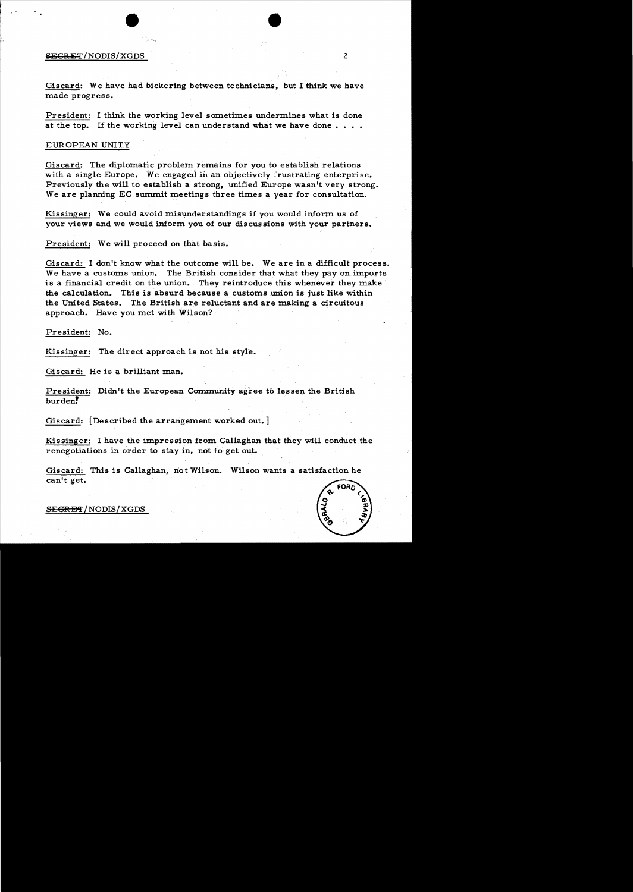Giscard: We have had bickering between technicians, but I think we have made progress.

President: I think the working level sometimes undermines what is done at the top. If the working level can understand what we have done . . . .

## EUROPEAN UNITY

Giscard: The diplomatic problem remains for you to establish relations with a single Europe. We engaged in an objectively frustrating enterprise. Previously the will to establish a strong, unified Europe wasn't very strong. We are planning EC summit meetings three times a year for consultation.

Kissinger: We could avoid misunderstandings if you would inform us of your views and we would inform you of our discussions with your partners.

President: We will proceed on that basis.

Giscard: I don't know what the outcome will be. We are in a difficult process. We have a customs union. The British consider that what they pay on imports is a financial credit on the union. They reintroduce this whenever they make the calculation. This is absurd because a customs union is just like within the United States. The British are reluctant and are making a circuitous approach. Have you met with Wilson?

President: No.

Kissinger: The direct approach is not his style.

Giscard: He is a brilliant man.

President: Didn't the European Community agree to lessen the British burden?

Giscard: [Described the arrangement worked out.]

Kissinger: I have the impression from Callaghan that they will conduct the renegotiations in order to stay in, not to get out.

Giscard: This is Callaghan, not Wilson. Wilson wants a satisfaction he can't get.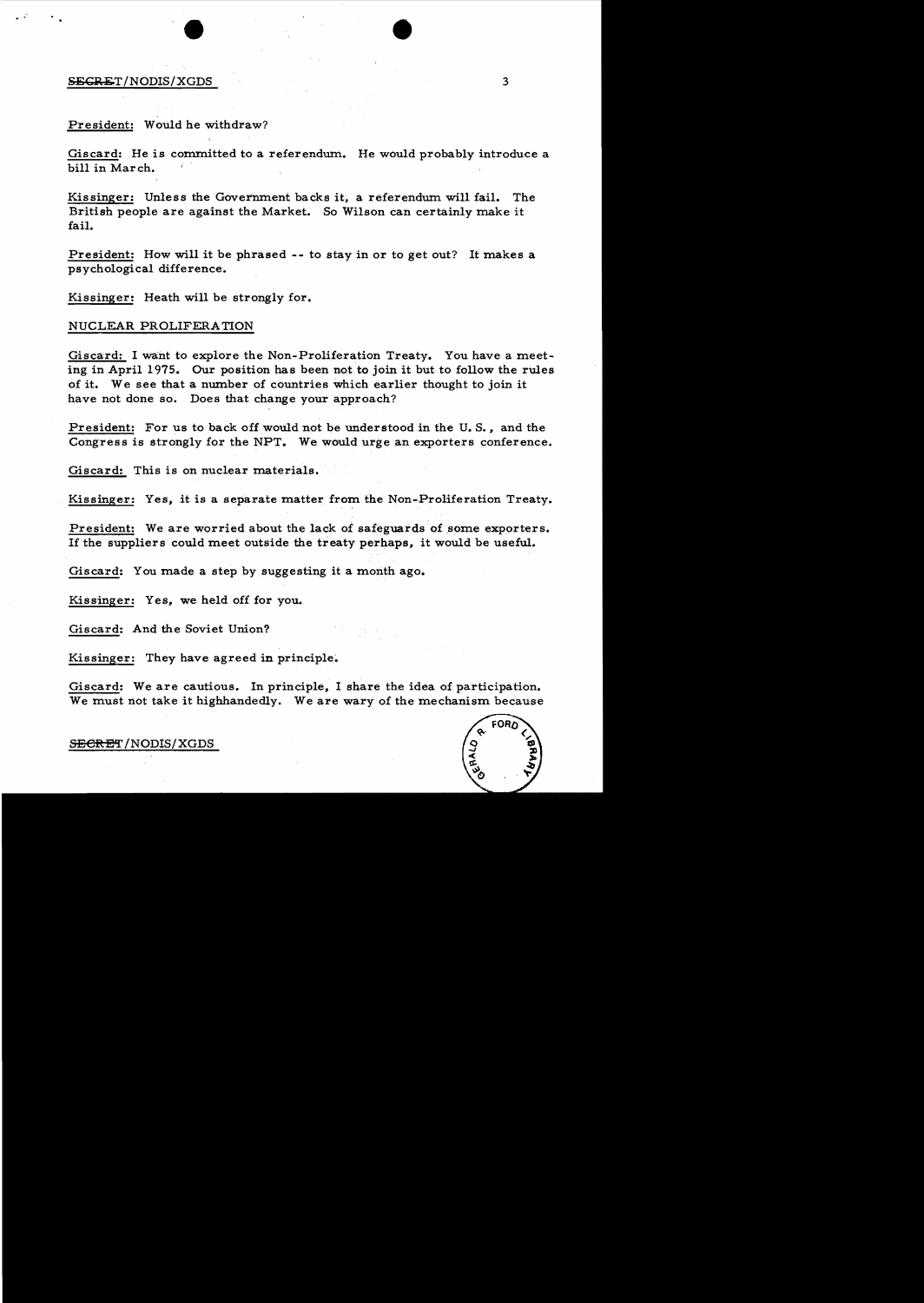President: Would he withdraw?

Giscard: He is committed to a referendum. He would probably introduce a bill in March.

Kissinger: Unless the Government backs it, a referendum will fail. The British people are against the Market. So Wilson can certainly make it fail.

President: How will it be phrased -- to stay in or to get out? It makes a psychological difference.

Kissinger: Heath will be strongly for.

NUCLEAR PROLIFERATION

Giscard: I want to explore the Non-Proliferation Treaty. You have a meeting in April 1975. Our position has been not to join it but to follow the rules of it. We see that a number of countries which earlier thought to join it have not done so. Does that change your approach?

President: For us to back off would not be understood in the U.S., and the Congress is strongly for the NPT. We would urge an exporters conference.

Giscard: This is on nuclear materials.

Kissinger: Yes, it is a separate matter from the Non-Proliferation Treaty.

President: We are worried about the lack of safeguards of some exporters. If the suppliers could meet outside the treaty perhaps, it would be useful.

Giscard: You made a step by suggesting it a month ago.

Kissinger: Yes, we held off for you.

Giscard: And the Soviet Union?

Kissinger: They have agreed in principle.

Giscard: We are cautious. In principle, I share the idea of participation. We must not take it highhandedly. We are wary of the mechanism because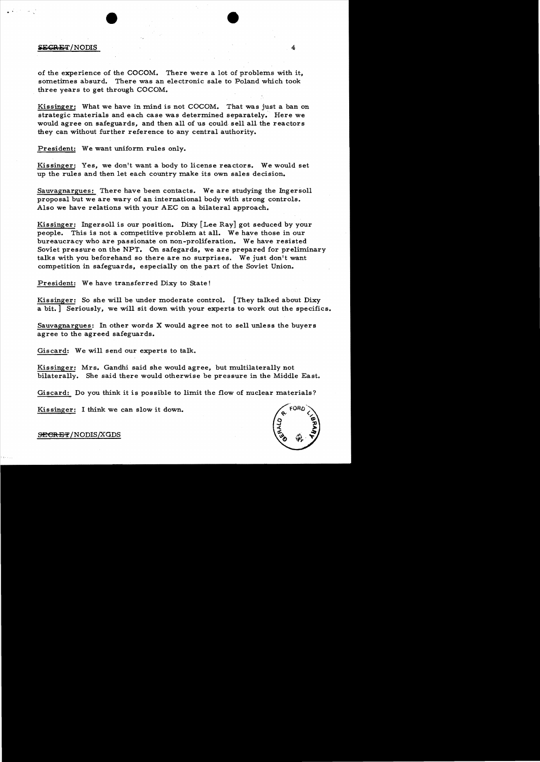of the experience of the COCOM. There were a lot of problems with it, sometimes absurd. There was an electronic sale to Poland which took three years to get through COCOM.

Kissinger: What we have in mind is not COCOM. That was just a ban on strategic materials and each case was determined separately. Here we would agree on safeguards, and then all of us could sell all the reactors they can without further reference to any central authority.

President: We want uniform rules only.

Kissinger: Yes, we don't want a body to license reactors. We would set up the rules and then let each country make its own sales decision.

Sauvagnargues: There have been contacts. We are studying the Ingersoll proposal but we are wary of an international body with strong controls. Also we have relations with your AEC on a bilateral approach.

Kissinger: Ingersoll is our position. Dixy [Lee Ray] got seduced by your people. This is not a competitive problem at all. We have those in our bureaucracy who are passionate on non-proliferation. We have resisted Soviet pressure on the NPT. On safegards, we are prepared for preliminary talks with you beforehand so there are no surprises. We just don't want competition in safeguards, especially on the part of the Soviet Union.

President: We have transferred Dixy to State!

Kissinger: So she will be under moderate control. [They talked about Dixy a bit.] Seriously, we will sit down with your experts to work out the specifics.

Sauvagnargues: In other words X would agree not to sell unless the buyers agree to the agreed safeguards.

Giscard: We will send our experts to talk.

Kissinger: Mrs. Gandhi said she would agree, but multilaterally not bilaterally. She said there would otherwise be pressure in the Middle East.

Giscard: Do you think it is possible to limit the flow of nuclear materials?

Kissinger: I think we can slow it down.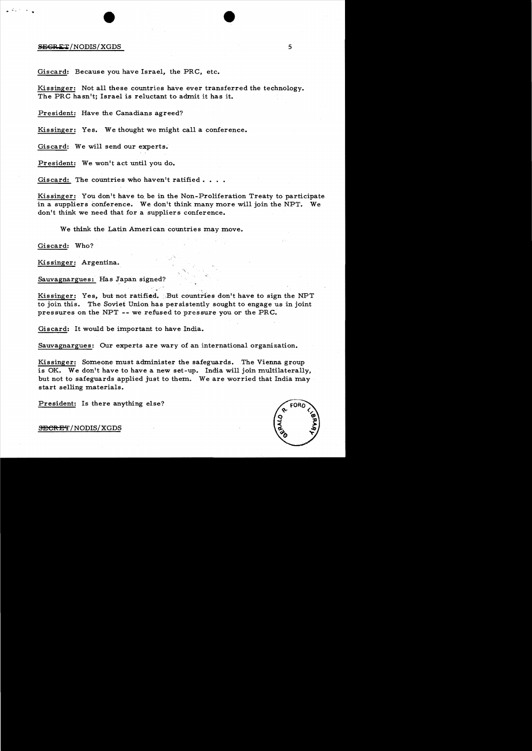Giscard: Because you have Israel, the PRC, etc.

Kissinger: Not all these countries have ever transferred the technology. The PRC hasn't; Israel is reluctant to admit it has it.

President: Have the Canadians agreed?

Kissinger: Yes. We thought we might call a conference.

Giscard: We will send our experts.

President: We won't act until you do.

Giscard: The countries who haven't ratified . . . .

Kissinger: You don't have to be in the Non-Proliferation Treaty to participate in a suppliers conference. We don't think many more will join the NPT. We don't think we need that for a suppliers conference.

We think the Latin American countries may move.

Giscard: Who?

Kissinger: Argentina.

Sauvagnargues: Has Japan signed?

Kissinger: Yes, but not ratified. But countries don't have to sign the NPT to join this. The Soviet Union has persistently sought to engage us in joint pressures on the NPT -- we refused to pressure you or the PRC.

Giscard: It would be important to have India.

Sauvagnargues: Our experts are wary of an international organization.

Kissinger: Someone must administer the safeguards. The Vienna group is OK. We don't have to have a new set-up. India will join multilaterally, but not to safeguards applied just to them. We are worried that India may start selling materials.

President: Is there anything else?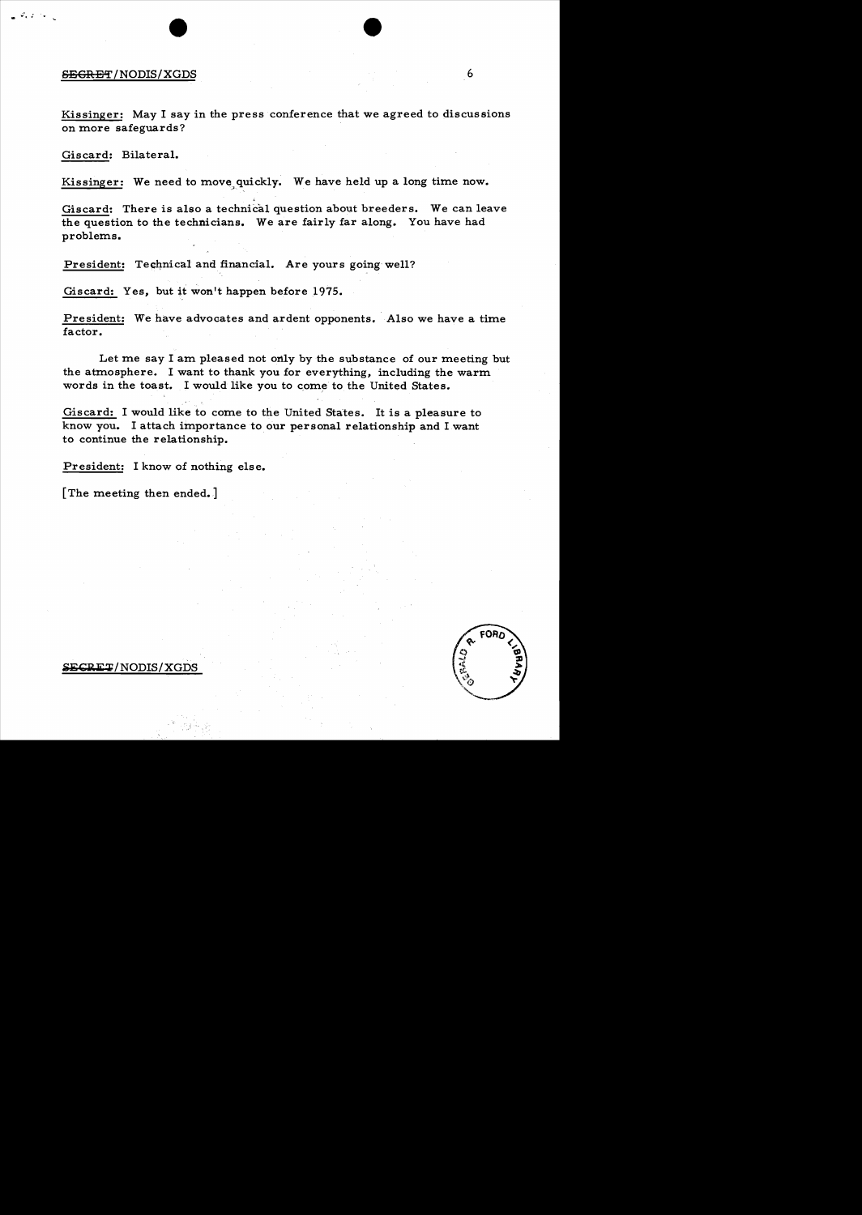Kissinger: May I say in the press conference that we agreed to discussions on more safeguards?

Giscard: Bilateral.

Kissinger: We need to move quickly. We have held up a long time now.

Giscard: There is also a technical question about breeders. We can leave the question to the technicians. We are fairly far along. You have had problems.

President: Technical and financial. Are yours going well?

Giscard: Yes, but it won't happen before 1975.

President: We have advocates and ardent opponents. Also we have a time factor.

Let me say I am pleased not only by the substance of our meeting but the atmosphere. I want to thank you for everything, including the warm words in the toast. I would like you to come to the United States.

Giscard: I would like to come to the United States. It is a pleasure to know you. I attach importance to our personal relationship and I want to continue the relationship.

President: I know of nothing else.

[The meeting then ended.]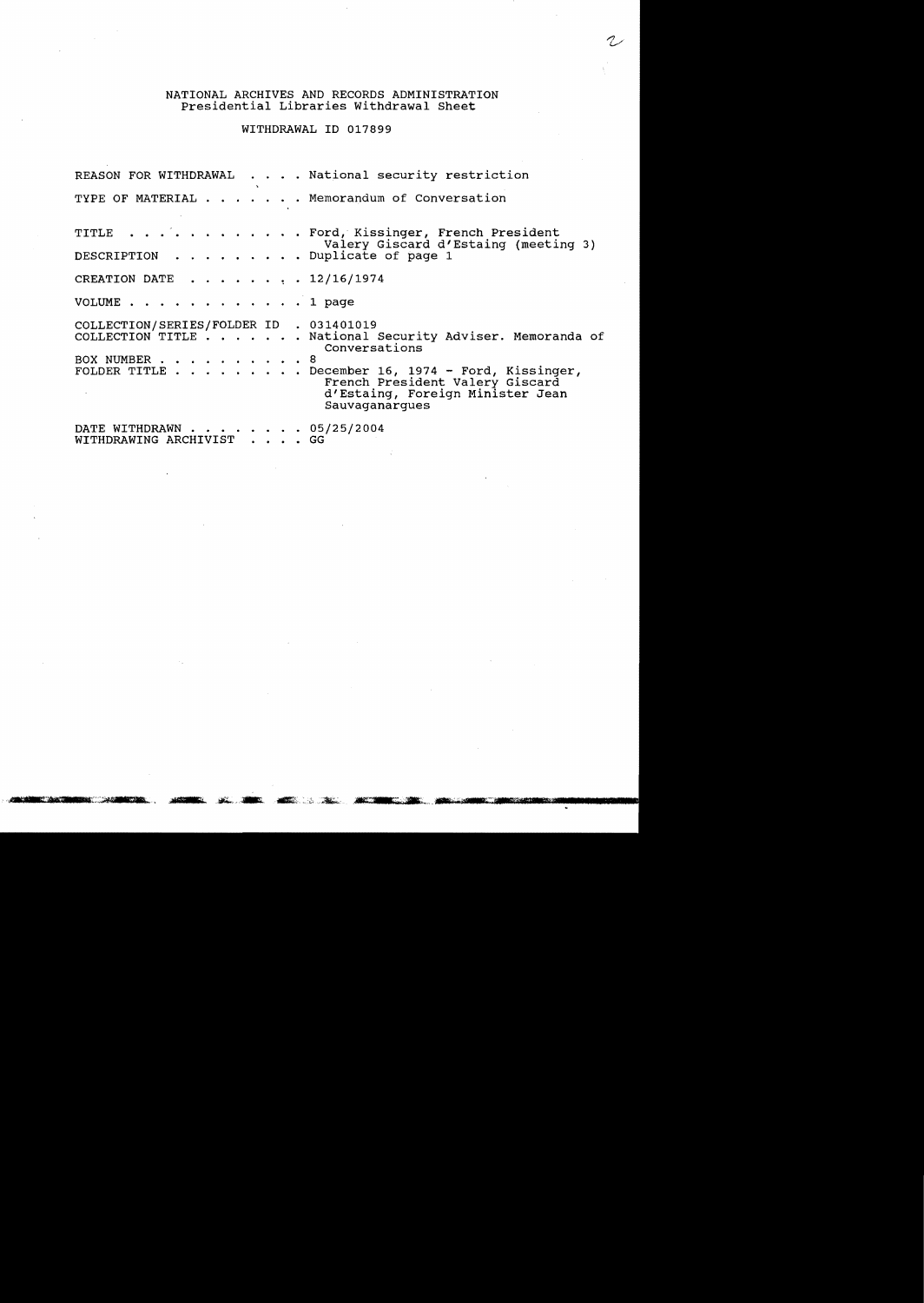NATIONAL ARCHIVES AND RECORDS ADMINISTRATION
Presidential Libraries Withdrawal Sheet

WITHDRAWAL ID 017899

REASON FOR WITHDRAWAL . . . . National security restriction

TYPE OF MATERIAL . . . . . . . Memorandum of Conversation

TITLE . . . . . . . . . . . . Ford, Kissinger, French President Valery Giscard d'Estaing (meeting 3)

DESCRIPTION . . . . . . . . . Duplicate of page 1

CREATION DATE . . . . . . . . 12/16/1974

VOLUME . . . . . . . . . . . . 1 page

COLLECTION/SERIES/FOLDER ID . 031401019

COLLECTION TITLE . . . . . . . National Security Adviser. Memoranda of Conversations

BOX NUMBER . . . . . . . . . . 8

FOLDER TITLE . . . . . . . . . December 16, 1974 - Ford, Kissinger, French President Valery Giscard d'Estaing, Foreign Minister Jean Sauvaganargues

DATE WITHDRAWN . . . . . . . . 05/25/2004

WITHDRAWING ARCHIVIST . . . . GG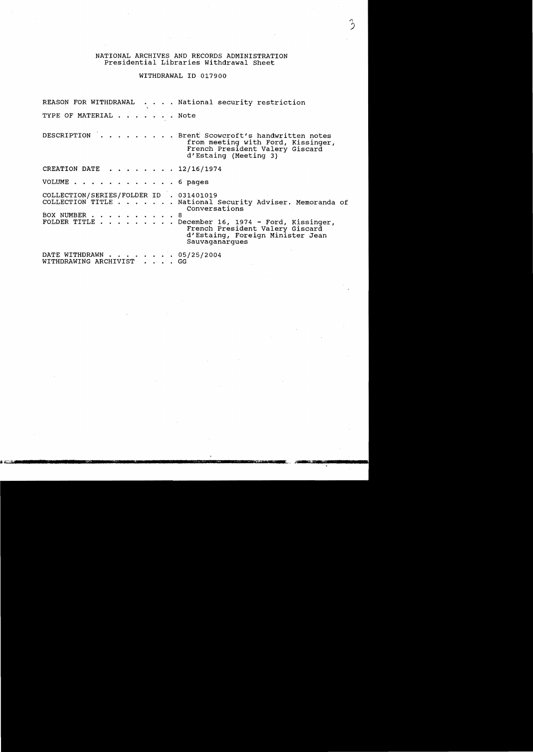NATIONAL ARCHIVES AND RECORDS ADMINISTRATION
Presidential Libraries Withdrawal Sheet

WITHDRAWAL ID 017900

REASON FOR WITHDRAWAL . . . . National security restriction

TYPE OF MATERIAL . . . . . . . Note

DESCRIPTION . . . . . . . . . Brent Scowcroft's handwritten notes from meeting with Ford, Kissinger, French President Valery Giscard d'Estaing (Meeting 3)

CREATION DATE . . . . . . . . 12/16/1974

VOLUME . . . . . . . . . . . . 6 pages

COLLECTION/SERIES/FOLDER ID . 031401019
COLLECTION TITLE . . . . . . . National Security Adviser. Memoranda of Conversations
BOX NUMBER . . . . . . . . . . 8
FOLDER TITLE . . . . . . . . . December 16, 1974 - Ford, Kissinger, French President Valery Giscard d'Estaing, Foreign Minister Jean Sauvaganargues

DATE WITHDRAWN . . . . . . . . 05/25/2004
WITHDRAWING ARCHIVIST . . . . GG